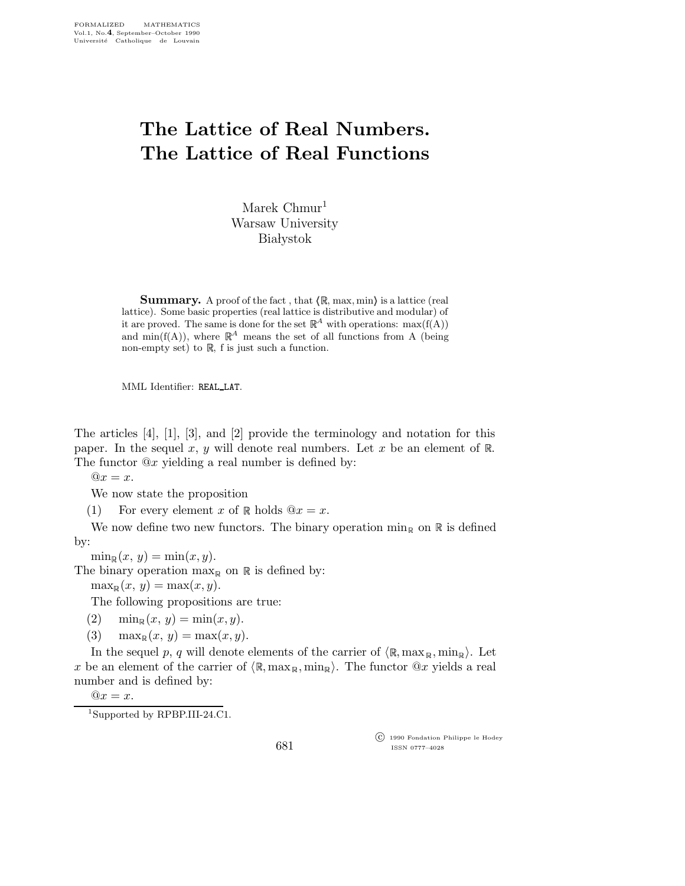# The Lattice of Real Numbers. The Lattice of Real Functions

Marek Chmur[1]
Warsaw University
Białystok

**Summary.** A proof of the fact , that $\langle \mathbb{R}, \max, \min \rangle$ is a lattice (real lattice). Some basic properties (real lattice is distributive and modular) of it are proved. The same is done for the set $\mathbb{R}^A$ with operations: max(f(A)) and min(f(A)), where $\mathbb{R}^A$ means the set of all functions from A (being non-empty set) to $\mathbb{R}$, f is just such a function.

MML Identifier: REAL_LAT.

The articles [4], [1], [3], and [2] provide the terminology and notation for this paper. In the sequel $x$, $y$ will denote real numbers. Let $x$ be an element of $\mathbb{R}$. The functor $@x$ yielding a real number is defined by:

$@x = x$.

We now state the proposition

(1) For every element $x$ of $\mathbb{R}$ holds $@x = x$.

We now define two new functors. The binary operation $\min_{\mathbb{R}}$ on $\mathbb{R}$ is defined by:

$\min_{\mathbb{R}}(x, y) = \min(x, y)$.

The binary operation $\max_{\mathbb{R}}$ on $\mathbb{R}$ is defined by:

$\max_{\mathbb{R}}(x, y) = \max(x, y)$.

The following propositions are true:

(2) $\min_{\mathbb{R}}(x, y) = \min(x, y)$.

(3) $\max_{\mathbb{R}}(x, y) = \max(x, y)$.

In the sequel $p$, $q$ will denote elements of the carrier of $\langle \mathbb{R}, \max_{\mathbb{R}}, \min_{\mathbb{R}} \rangle$. Let $x$ be an element of the carrier of $\langle \mathbb{R}, \max_{\mathbb{R}}, \min_{\mathbb{R}} \rangle$. The functor $@x$ yields a real number and is defined by:

$@x = x$.

[1]Supported by RPBP.III-24.C1.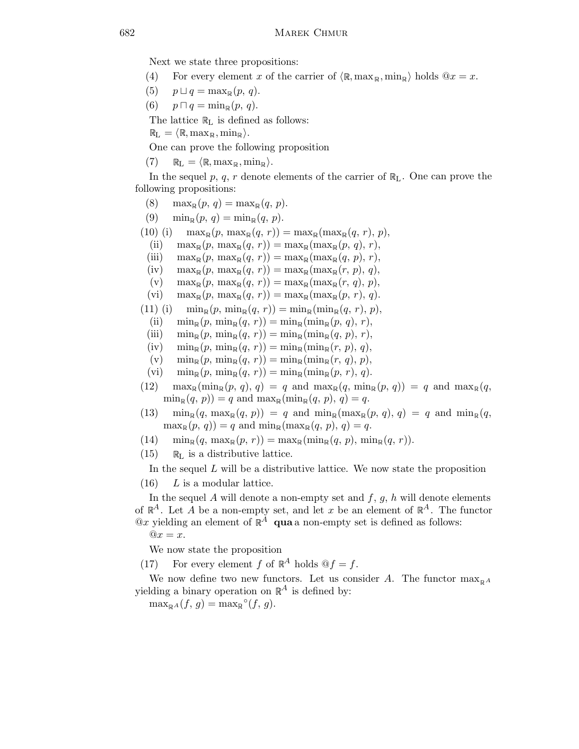Next we state three propositions:

(4) For every element $x$ of the carrier of $\langle \mathbb{R}, \max_{\mathbb{R}}, \min_{\mathbb{R}} \rangle$ holds $@x = x$.

(5) $p \sqcup q = \max_{\mathbb{R}}(p, q)$.

(6) $p \sqcap q = \min_{\mathbb{R}}(p, q)$.

The lattice $\mathbb{R}_{\mathrm{L}}$ is defined as follows:

$\mathbb{R}_{\mathrm{L}} = \langle \mathbb{R}, \max_{\mathbb{R}}, \min_{\mathbb{R}} \rangle$.

One can prove the following proposition

(7) $\mathbb{R}_{\mathrm{L}} = \langle \mathbb{R}, \max_{\mathbb{R}}, \min_{\mathbb{R}} \rangle$.

In the sequel $p$, $q$, $r$ denote elements of the carrier of $\mathbb{R}_{\mathrm{L}}$. One can prove the following propositions:

(8) $\max_{\mathbb{R}}(p, q) = \max_{\mathbb{R}}(q, p)$.

(9) $\min_{\mathbb{R}}(p, q) = \min_{\mathbb{R}}(q, p)$.

(10) (i) $\max_{\mathbb{R}}(p, \max_{\mathbb{R}}(q, r)) = \max_{\mathbb{R}}(\max_{\mathbb{R}}(q, r), p)$,

(ii) $\max_{\mathbb{R}}(p, \max_{\mathbb{R}}(q, r)) = \max_{\mathbb{R}}(\max_{\mathbb{R}}(p, q), r)$,

(iii) $\max_{\mathbb{R}}(p, \max_{\mathbb{R}}(q, r)) = \max_{\mathbb{R}}(\max_{\mathbb{R}}(q, p), r)$,

(iv) $\max_{\mathbb{R}}(p, \max_{\mathbb{R}}(q, r)) = \max_{\mathbb{R}}(\max_{\mathbb{R}}(r, p), q)$,

(v) $\max_{\mathbb{R}}(p, \max_{\mathbb{R}}(q, r)) = \max_{\mathbb{R}}(\max_{\mathbb{R}}(r, q), p)$,

(vi) $\max_{\mathbb{R}}(p, \max_{\mathbb{R}}(q, r)) = \max_{\mathbb{R}}(\max_{\mathbb{R}}(p, r), q)$.

(11) (i) $\min_{\mathbb{R}}(p, \min_{\mathbb{R}}(q, r)) = \min_{\mathbb{R}}(\min_{\mathbb{R}}(q, r), p)$,

(ii) $\min_{\mathbb{R}}(p, \min_{\mathbb{R}}(q, r)) = \min_{\mathbb{R}}(\min_{\mathbb{R}}(p, q), r)$,

(iii) $\min_{\mathbb{R}}(p, \min_{\mathbb{R}}(q, r)) = \min_{\mathbb{R}}(\min_{\mathbb{R}}(q, p), r)$,

(iv) $\min_{\mathbb{R}}(p, \min_{\mathbb{R}}(q, r)) = \min_{\mathbb{R}}(\min_{\mathbb{R}}(r, p), q)$,

(v) $\min_{\mathbb{R}}(p, \min_{\mathbb{R}}(q, r)) = \min_{\mathbb{R}}(\min_{\mathbb{R}}(r, q), p)$,

(vi) $\min_{\mathbb{R}}(p, \min_{\mathbb{R}}(q, r)) = \min_{\mathbb{R}}(\min_{\mathbb{R}}(p, r), q)$.

(12) $\max_{\mathbb{R}}(\min_{\mathbb{R}}(p, q), q) = q$ and $\max_{\mathbb{R}}(q, \min_{\mathbb{R}}(p, q)) = q$ and $\max_{\mathbb{R}}(q, \min_{\mathbb{R}}(q, p)) = q$ and $\max_{\mathbb{R}}(\min_{\mathbb{R}}(q, p), q) = q$.

(13) $\min_{\mathbb{R}}(q, \max_{\mathbb{R}}(q, p)) = q$ and $\min_{\mathbb{R}}(\max_{\mathbb{R}}(p, q), q) = q$ and $\min_{\mathbb{R}}(q, \max_{\mathbb{R}}(p, q)) = q$ and $\min_{\mathbb{R}}(\max_{\mathbb{R}}(q, p), q) = q$.

(14) $\min_{\mathbb{R}}(q, \max_{\mathbb{R}}(p, r)) = \max_{\mathbb{R}}(\min_{\mathbb{R}}(q, p), \min_{\mathbb{R}}(q, r))$.

(15) $\mathbb{R}_{\mathrm{L}}$ is a distributive lattice.

In the sequel $L$ will be a distributive lattice. We now state the proposition

(16) $L$ is a modular lattice.

In the sequel $A$ will denote a non-empty set and $f$, $g$, $h$ will denote elements of $\mathbb{R}^A$. Let $A$ be a non-empty set, and let $x$ be an element of $\mathbb{R}^A$. The functor $@x$ yielding an element of $\mathbb{R}^A$ **qua** a non-empty set is defined as follows:

$@x = x$.

We now state the proposition

(17) For every element $f$ of $\mathbb{R}^A$ holds $@f = f$.

We now define two new functors. Let us consider $A$. The functor $\max_{\mathbb{R}^A}$ yielding a binary operation on $\mathbb{R}^A$ is defined by:

$\max_{\mathbb{R}^A}(f, g) = \max_{\mathbb{R}}{}^{\circ}(f, g)$.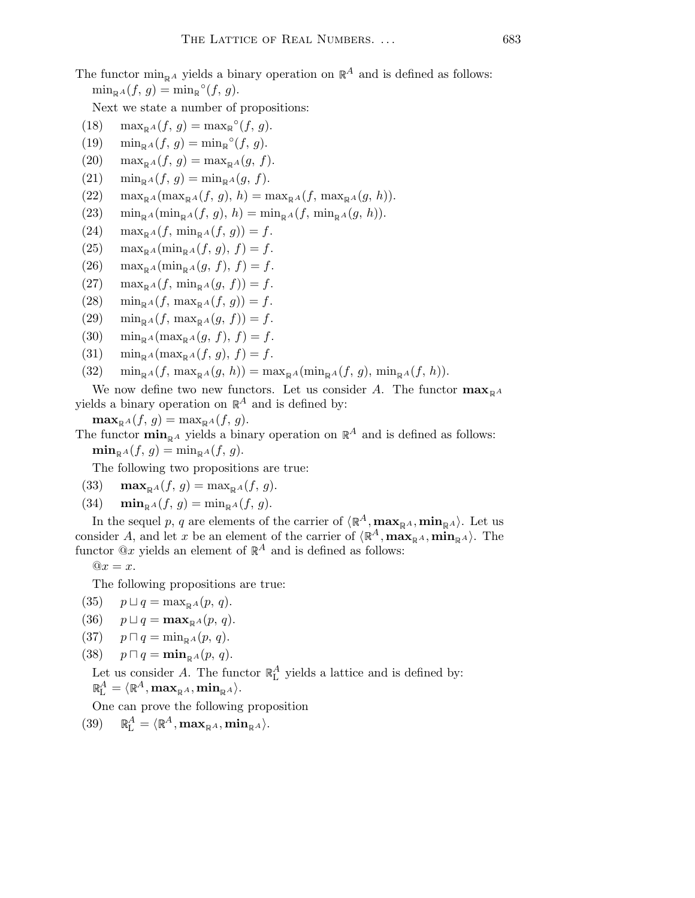The functor $\min_{\mathbb{R}^A}$ yields a binary operation on $\mathbb{R}^A$ and is defined as follows:

$\min_{\mathbb{R}^A}(f, g) = \min_{\mathbb{R}}{}^{\circ}(f, g)$.

Next we state a number of propositions:

(18) $\max_{\mathbb{R}^A}(f, g) = \max_{\mathbb{R}}{}^{\circ}(f, g)$.

(19) $\min_{\mathbb{R}^A}(f, g) = \min_{\mathbb{R}}{}^{\circ}(f, g)$.

(20) $\max_{\mathbb{R}^A}(f, g) = \max_{\mathbb{R}^A}(g, f)$.

(21) $\min_{\mathbb{R}^A}(f, g) = \min_{\mathbb{R}^A}(g, f)$.

(22) $\max_{\mathbb{R}^A}(\max_{\mathbb{R}^A}(f, g), h) = \max_{\mathbb{R}^A}(f, \max_{\mathbb{R}^A}(g, h))$.

(23) $\min_{\mathbb{R}^A}(\min_{\mathbb{R}^A}(f, g), h) = \min_{\mathbb{R}^A}(f, \min_{\mathbb{R}^A}(g, h))$.

(24) $\max_{\mathbb{R}^A}(f, \min_{\mathbb{R}^A}(f, g)) = f$.

(25) $\max_{\mathbb{R}^A}(\min_{\mathbb{R}^A}(f, g), f) = f$.

(26) $\max_{\mathbb{R}^A}(\min_{\mathbb{R}^A}(g, f), f) = f$.

(27) $\max_{\mathbb{R}^A}(f, \min_{\mathbb{R}^A}(g, f)) = f$.

(28) $\min_{\mathbb{R}^A}(f, \max_{\mathbb{R}^A}(f, g)) = f$.

(29) $\min_{\mathbb{R}^A}(f, \max_{\mathbb{R}^A}(g, f)) = f$.

(30) $\min_{\mathbb{R}^A}(\max_{\mathbb{R}^A}(g, f), f) = f$.

(31) $\min_{\mathbb{R}^A}(\max_{\mathbb{R}^A}(f, g), f) = f$.

(32) $\min_{\mathbb{R}^A}(f, \max_{\mathbb{R}^A}(g, h)) = \max_{\mathbb{R}^A}(\min_{\mathbb{R}^A}(f, g), \min_{\mathbb{R}^A}(f, h))$.

We now define two new functors. Let us consider $A$. The functor $\mathbf{max}_{\mathbb{R}^A}$ yields a binary operation on $\mathbb{R}^A$ and is defined by:

$\mathbf{max}_{\mathbb{R}^A}(f, g) = \max_{\mathbb{R}^A}(f, g)$.

The functor $\mathbf{min}_{\mathbb{R}^A}$ yields a binary operation on $\mathbb{R}^A$ and is defined as follows:

$\mathbf{min}_{\mathbb{R}^A}(f, g) = \min_{\mathbb{R}^A}(f, g)$.

The following two propositions are true:

(33) $\mathbf{max}_{\mathbb{R}^A}(f, g) = \max_{\mathbb{R}^A}(f, g)$.

(34) $\mathbf{min}_{\mathbb{R}^A}(f, g) = \min_{\mathbb{R}^A}(f, g)$.

In the sequel $p$, $q$ are elements of the carrier of $\langle \mathbb{R}^A, \mathbf{max}_{\mathbb{R}^A}, \mathbf{min}_{\mathbb{R}^A} \rangle$. Let us consider $A$, and let $x$ be an element of the carrier of $\langle \mathbb{R}^A, \mathbf{max}_{\mathbb{R}^A}, \mathbf{min}_{\mathbb{R}^A} \rangle$. The functor $@x$ yields an element of $\mathbb{R}^A$ and is defined as follows:

$@x = x$.

The following propositions are true:

(35) $p \sqcup q = \max_{\mathbb{R}^A}(p, q)$.

(36) $p \sqcup q = \mathbf{max}_{\mathbb{R}^A}(p, q)$.

(37) $p \sqcap q = \min_{\mathbb{R}^A}(p, q)$.

(38) $p \sqcap q = \mathbf{min}_{\mathbb{R}^A}(p, q)$.

Let us consider $A$. The functor $\mathbb{R}^A_{\mathrm{L}}$ yields a lattice and is defined by:

$\mathbb{R}^A_{\mathrm{L}} = \langle \mathbb{R}^A, \mathbf{max}_{\mathbb{R}^A}, \mathbf{min}_{\mathbb{R}^A} \rangle$.

One can prove the following proposition

(39) $\mathbb{R}^A_{\mathrm{L}} = \langle \mathbb{R}^A, \mathbf{max}_{\mathbb{R}^A}, \mathbf{min}_{\mathbb{R}^A} \rangle$.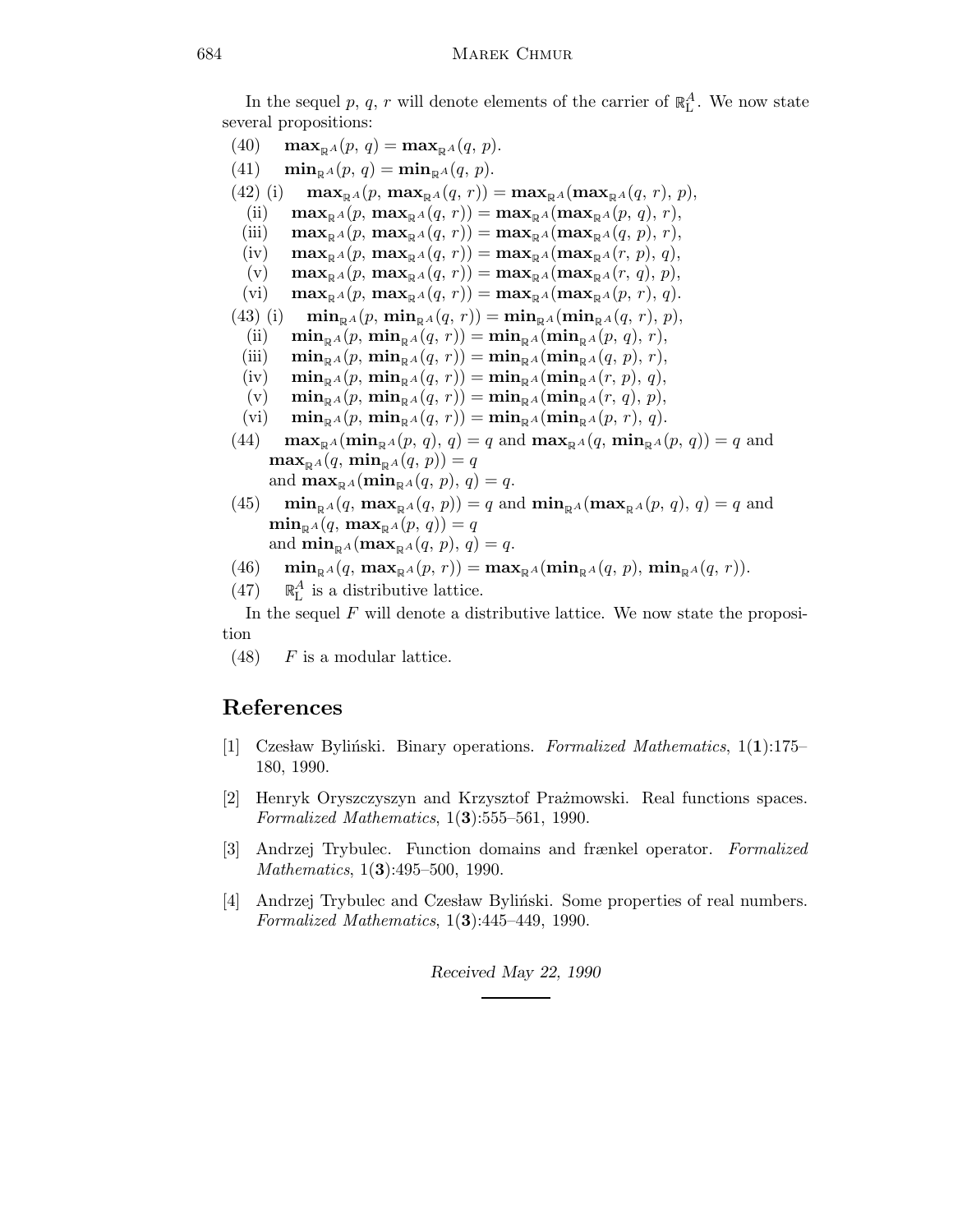In the sequel $p$, $q$, $r$ will denote elements of the carrier of $\mathbb{R}^A_{\rm L}$. We now state several propositions:

(40) $\mathbf{max}_{\mathbb{R}^A}(p, q) = \mathbf{max}_{\mathbb{R}^A}(q, p)$.

(41) $\mathbf{min}_{\mathbb{R}^A}(p, q) = \mathbf{min}_{\mathbb{R}^A}(q, p)$.

(42) (i) $\mathbf{max}_{\mathbb{R}^A}(p, \mathbf{max}_{\mathbb{R}^A}(q, r)) = \mathbf{max}_{\mathbb{R}^A}(\mathbf{max}_{\mathbb{R}^A}(q, r), p)$,

(ii) $\mathbf{max}_{\mathbb{R}^A}(p, \mathbf{max}_{\mathbb{R}^A}(q, r)) = \mathbf{max}_{\mathbb{R}^A}(\mathbf{max}_{\mathbb{R}^A}(p, q), r)$,

(iii) $\mathbf{max}_{\mathbb{R}^A}(p, \mathbf{max}_{\mathbb{R}^A}(q, r)) = \mathbf{max}_{\mathbb{R}^A}(\mathbf{max}_{\mathbb{R}^A}(q, p), r)$,

(iv) $\mathbf{max}_{\mathbb{R}^A}(p, \mathbf{max}_{\mathbb{R}^A}(q, r)) = \mathbf{max}_{\mathbb{R}^A}(\mathbf{max}_{\mathbb{R}^A}(r, p), q)$,

(v) $\mathbf{max}_{\mathbb{R}^A}(p, \mathbf{max}_{\mathbb{R}^A}(q, r)) = \mathbf{max}_{\mathbb{R}^A}(\mathbf{max}_{\mathbb{R}^A}(r, q), p)$,

(vi) $\mathbf{max}_{\mathbb{R}^A}(p, \mathbf{max}_{\mathbb{R}^A}(q, r)) = \mathbf{max}_{\mathbb{R}^A}(\mathbf{max}_{\mathbb{R}^A}(p, r), q)$.

(43) (i) $\mathbf{min}_{\mathbb{R}^A}(p, \mathbf{min}_{\mathbb{R}^A}(q, r)) = \mathbf{min}_{\mathbb{R}^A}(\mathbf{min}_{\mathbb{R}^A}(q, r), p)$,

(ii) $\mathbf{min}_{\mathbb{R}^A}(p, \mathbf{min}_{\mathbb{R}^A}(q, r)) = \mathbf{min}_{\mathbb{R}^A}(\mathbf{min}_{\mathbb{R}^A}(p, q), r)$,

(iii) $\mathbf{min}_{\mathbb{R}^A}(p, \mathbf{min}_{\mathbb{R}^A}(q, r)) = \mathbf{min}_{\mathbb{R}^A}(\mathbf{min}_{\mathbb{R}^A}(q, p), r)$,

(iv) $\mathbf{min}_{\mathbb{R}^A}(p, \mathbf{min}_{\mathbb{R}^A}(q, r)) = \mathbf{min}_{\mathbb{R}^A}(\mathbf{min}_{\mathbb{R}^A}(r, p), q)$,

(v) $\mathbf{min}_{\mathbb{R}^A}(p, \mathbf{min}_{\mathbb{R}^A}(q, r)) = \mathbf{min}_{\mathbb{R}^A}(\mathbf{min}_{\mathbb{R}^A}(r, q), p)$,

(vi) $\mathbf{min}_{\mathbb{R}^A}(p, \mathbf{min}_{\mathbb{R}^A}(q, r)) = \mathbf{min}_{\mathbb{R}^A}(\mathbf{min}_{\mathbb{R}^A}(p, r), q)$.

(44) $\mathbf{max}_{\mathbb{R}^A}(\mathbf{min}_{\mathbb{R}^A}(p, q), q) = q$ and $\mathbf{max}_{\mathbb{R}^A}(q, \mathbf{min}_{\mathbb{R}^A}(p, q)) = q$ and $\mathbf{max}_{\mathbb{R}^A}(q, \mathbf{min}_{\mathbb{R}^A}(q, p)) = q$ and $\mathbf{max}_{\mathbb{R}^A}(\mathbf{min}_{\mathbb{R}^A}(q, p), q) = q$.

(45) $\mathbf{min}_{\mathbb{R}^A}(q, \mathbf{max}_{\mathbb{R}^A}(q, p)) = q$ and $\mathbf{min}_{\mathbb{R}^A}(\mathbf{max}_{\mathbb{R}^A}(p, q), q) = q$ and $\mathbf{min}_{\mathbb{R}^A}(q, \mathbf{max}_{\mathbb{R}^A}(p, q)) = q$ and $\mathbf{min}_{\mathbb{R}^A}(\mathbf{max}_{\mathbb{R}^A}(q, p), q) = q$.

(46) $\mathbf{min}_{\mathbb{R}^A}(q, \mathbf{max}_{\mathbb{R}^A}(p, r)) = \mathbf{max}_{\mathbb{R}^A}(\mathbf{min}_{\mathbb{R}^A}(q, p), \mathbf{min}_{\mathbb{R}^A}(q, r))$.

(47) $\mathbb{R}^A_{\rm L}$ is a distributive lattice.

In the sequel $F$ will denote a distributive lattice. We now state the proposition

(48) $F$ is a modular lattice.

## References

[1] Czesław Byliński. Binary operations. *Formalized Mathematics*, 1(**1**):175–180, 1990.

[2] Henryk Oryszczyszyn and Krzysztof Prażmowski. Real functions spaces. *Formalized Mathematics*, 1(**3**):555–561, 1990.

[3] Andrzej Trybulec. Function domains and frænkel operator. *Formalized Mathematics*, 1(**3**):495–500, 1990.

[4] Andrzej Trybulec and Czesław Byliński. Some properties of real numbers. *Formalized Mathematics*, 1(**3**):445–449, 1990.

*Received May 22, 1990*